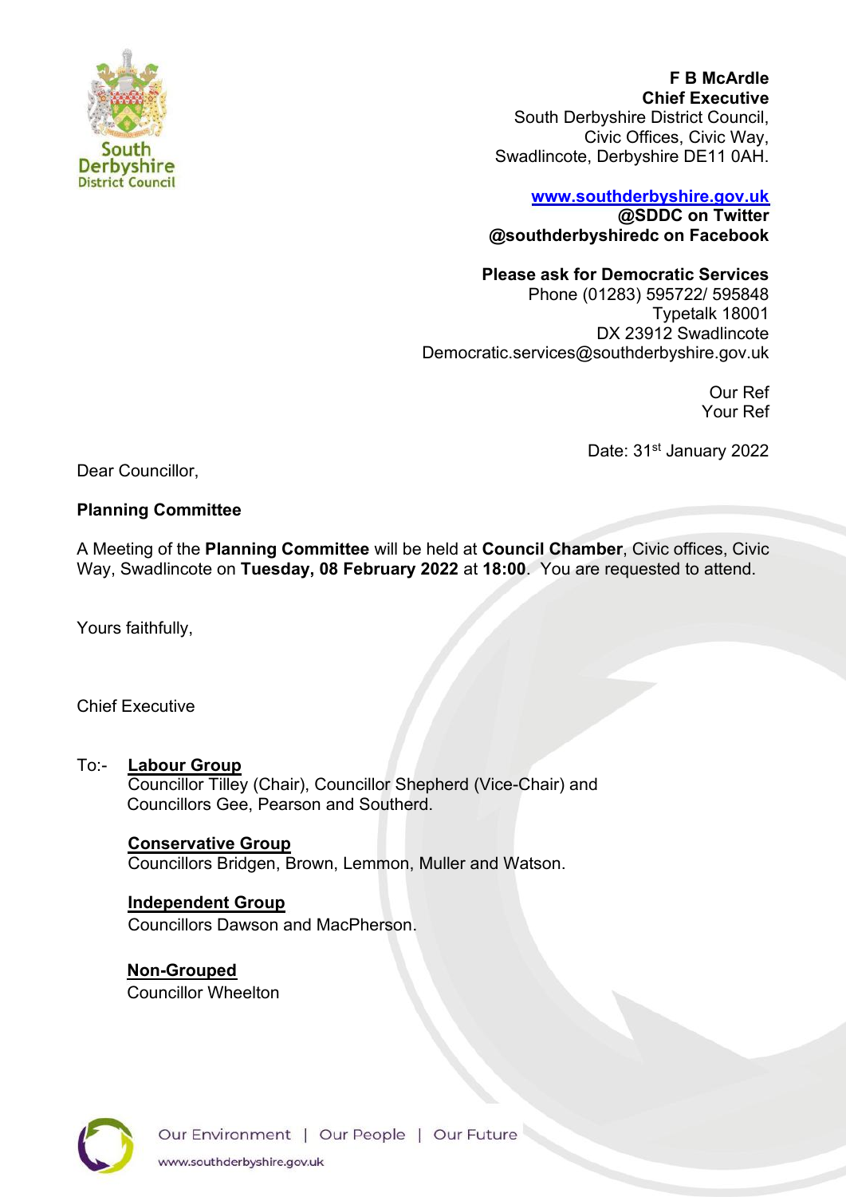**F B McArdle**
**Chief Executive**
South Derbyshire District Council,
Civic Offices, Civic Way,
Swadlincote, Derbyshire DE11 0AH.

**www.southderbyshire.gov.uk**
**@SDDC on Twitter**
**@southderbyshiredc on Facebook**

**Please ask for Democratic Services**
Phone (01283) 595722/ 595848
Typetalk 18001
DX 23912 Swadlincote
Democratic.services@southderbyshire.gov.uk

Our Ref
Your Ref

Date: 31st January 2022

Dear Councillor,

**Planning Committee**

A Meeting of the **Planning Committee** will be held at **Council Chamber**, Civic offices, Civic Way, Swadlincote on **Tuesday, 08 February 2022** at **18:00**. You are requested to attend.

Yours faithfully,

Chief Executive

To:-

**Labour Group**
Councillor Tilley (Chair), Councillor Shepherd (Vice-Chair) and Councillors Gee, Pearson and Southerd.

**Conservative Group**
Councillors Bridgen, Brown, Lemmon, Muller and Watson.

**Independent Group**
Councillors Dawson and MacPherson.

**Non-Grouped**
Councillor Wheelton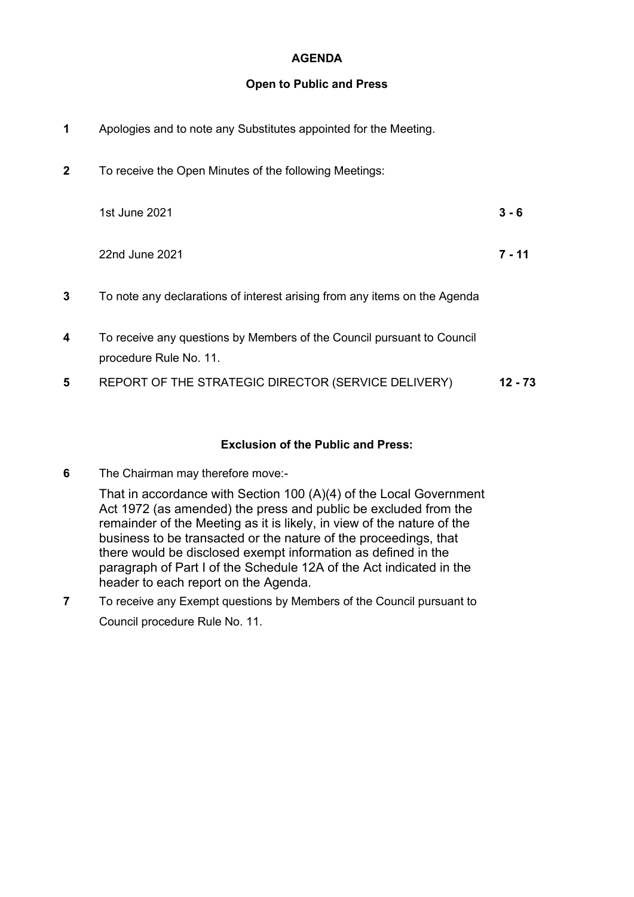# AGENDA

## Open to Public and Press

| | | |
|---|---|---|
| **1** | Apologies and to note any Substitutes appointed for the Meeting. | |
| **2** | To receive the Open Minutes of the following Meetings: | |
| | 1st June 2021 | **3 - 6** |
| | 22nd June 2021 | **7 - 11** |
| **3** | To note any declarations of interest arising from any items on the Agenda | |
| **4** | To receive any questions by Members of the Council pursuant to Council procedure Rule No. 11. | |
| **5** | REPORT OF THE STRATEGIC DIRECTOR (SERVICE DELIVERY) | **12 - 73** |

## Exclusion of the Public and Press:

**6** The Chairman may therefore move:-

That in accordance with Section 100 (A)(4) of the Local Government Act 1972 (as amended) the press and public be excluded from the remainder of the Meeting as it is likely, in view of the nature of the business to be transacted or the nature of the proceedings, that there would be disclosed exempt information as defined in the paragraph of Part I of the Schedule 12A of the Act indicated in the header to each report on the Agenda.

**7** To receive any Exempt questions by Members of the Council pursuant to Council procedure Rule No. 11.